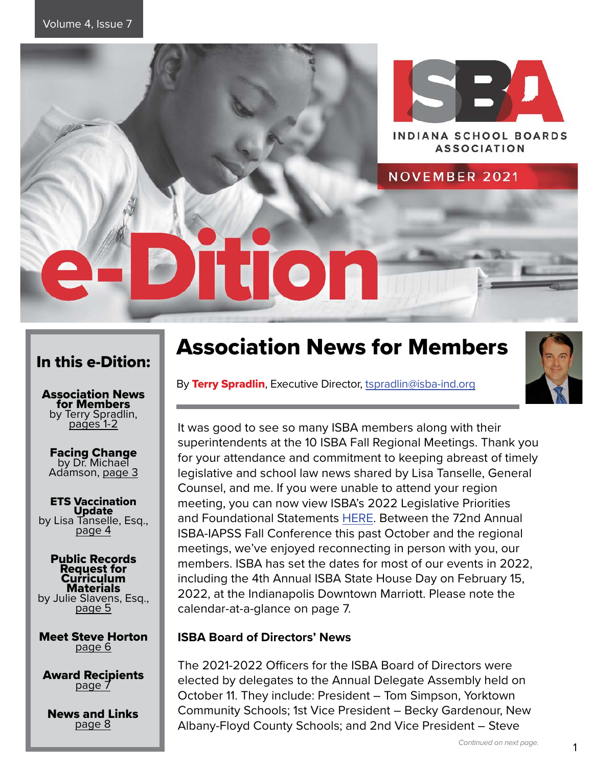# e-Dition

INDIANA SCHOOL BOARDS ASSOCIATION

NOVEMBER 2021

## In this e-Dition:

**Association News for Members**
by Terry Spradlin, pages 1-2

**Facing Change**
by Dr. Michael Adamson, page 3

**ETS Vaccination Update**
by Lisa Tanselle, Esq., page 4

**Public Records Request for Curriculum Materials**
by Julie Slavens, Esq., page 5

**Meet Steve Horton**
page 6

**Award Recipients**
page 7

**News and Links**
page 8

# Association News for Members

By **Terry Spradlin**, Executive Director, tspradlin@isba-ind.org

It was good to see so many ISBA members along with their superintendents at the 10 ISBA Fall Regional Meetings. Thank you for your attendance and commitment to keeping abreast of timely legislative and school law news shared by Lisa Tanselle, General Counsel, and me. If you were unable to attend your region meeting, you can now view ISBA's 2022 Legislative Priorities and Foundational Statements HERE. Between the 72nd Annual ISBA-IAPSS Fall Conference this past October and the regional meetings, we've enjoyed reconnecting in person with you, our members. ISBA has set the dates for most of our events in 2022, including the 4th Annual ISBA State House Day on February 15, 2022, at the Indianapolis Downtown Marriott. Please note the calendar-at-a-glance on page 7.

### ISBA Board of Directors' News

The 2021-2022 Officers for the ISBA Board of Directors were elected by delegates to the Annual Delegate Assembly held on October 11. They include: President – Tom Simpson, Yorktown Community Schools; 1st Vice President – Becky Gardenour, New Albany-Floyd County Schools; and 2nd Vice President – Steve

*Continued on next page.*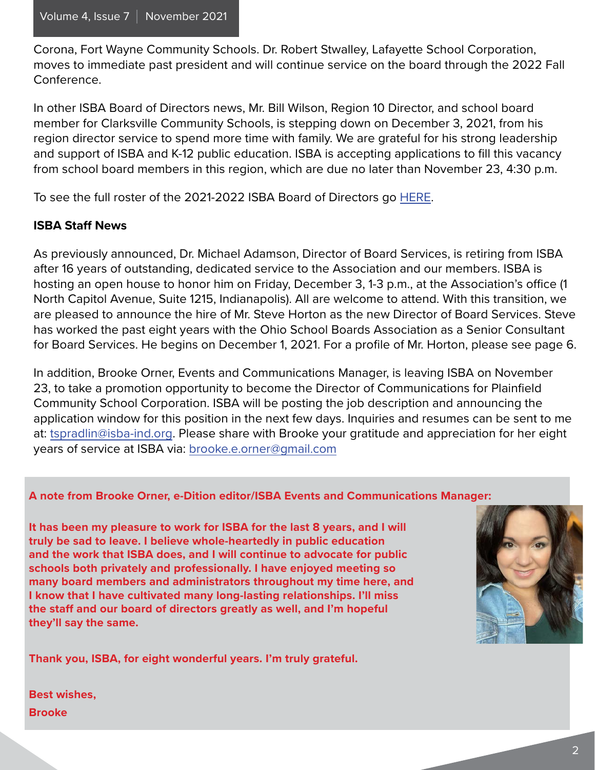Corona, Fort Wayne Community Schools. Dr. Robert Stwalley, Lafayette School Corporation, moves to immediate past president and will continue service on the board through the 2022 Fall Conference.

In other ISBA Board of Directors news, Mr. Bill Wilson, Region 10 Director, and school board member for Clarksville Community Schools, is stepping down on December 3, 2021, from his region director service to spend more time with family. We are grateful for his strong leadership and support of ISBA and K-12 public education. ISBA is accepting applications to fill this vacancy from school board members in this region, which are due no later than November 23, 4:30 p.m.

To see the full roster of the 2021-2022 ISBA Board of Directors go HERE.

**ISBA Staff News**

As previously announced, Dr. Michael Adamson, Director of Board Services, is retiring from ISBA after 16 years of outstanding, dedicated service to the Association and our members. ISBA is hosting an open house to honor him on Friday, December 3, 1-3 p.m., at the Association's office (1 North Capitol Avenue, Suite 1215, Indianapolis). All are welcome to attend. With this transition, we are pleased to announce the hire of Mr. Steve Horton as the new Director of Board Services. Steve has worked the past eight years with the Ohio School Boards Association as a Senior Consultant for Board Services. He begins on December 1, 2021. For a profile of Mr. Horton, please see page 6.

In addition, Brooke Orner, Events and Communications Manager, is leaving ISBA on November 23, to take a promotion opportunity to become the Director of Communications for Plainfield Community School Corporation. ISBA will be posting the job description and announcing the application window for this position in the next few days. Inquiries and resumes can be sent to me at: tspradlin@isba-ind.org. Please share with Brooke your gratitude and appreciation for her eight years of service at ISBA via: brooke.e.orner@gmail.com

**A note from Brooke Orner, e-Dition editor/ISBA Events and Communications Manager:**

**It has been my pleasure to work for ISBA for the last 8 years, and I will truly be sad to leave. I believe whole-heartedly in public education and the work that ISBA does, and I will continue to advocate for public schools both privately and professionally. I have enjoyed meeting so many board members and administrators throughout my time here, and I know that I have cultivated many long-lasting relationships. I'll miss the staff and our board of directors greatly as well, and I'm hopeful they'll say the same.**

**Thank you, ISBA, for eight wonderful years. I'm truly grateful.**

**Best wishes,**
**Brooke**